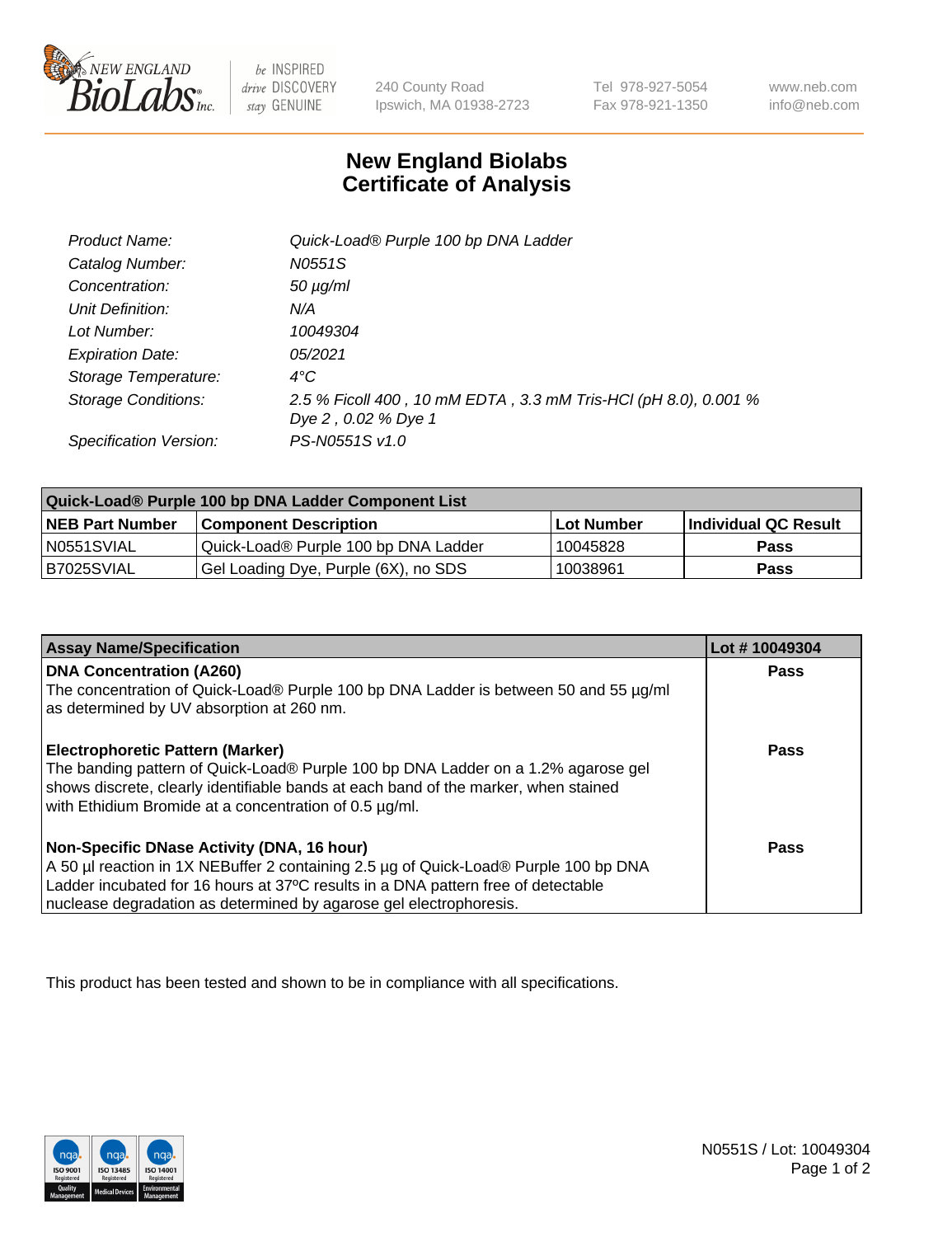New England BioLabs Inc. — be INSPIRED drive DISCOVERY stay GENUINE

240 County Road
Ipswich, MA 01938-2723

Tel 978-927-5054
Fax 978-921-1350

www.neb.com
info@neb.com

# New England Biolabs Certificate of Analysis

| | |
|---|---|
| *Product Name:* | *Quick-Load® Purple 100 bp DNA Ladder* |
| *Catalog Number:* | *N0551S* |
| *Concentration:* | *50 µg/ml* |
| *Unit Definition:* | *N/A* |
| *Lot Number:* | *10049304* |
| *Expiration Date:* | *05/2021* |
| *Storage Temperature:* | *4°C* |
| *Storage Conditions:* | *2.5 % Ficoll 400 , 10 mM EDTA , 3.3 mM Tris-HCl (pH 8.0), 0.001 % Dye 2 , 0.02 % Dye 1* |
| *Specification Version:* | *PS-N0551S v1.0* |

| Quick-Load® Purple 100 bp DNA Ladder Component List | | | |
|---|---|---|---|
| **NEB Part Number** | **Component Description** | **Lot Number** | **Individual QC Result** |
| N0551SVIAL | Quick-Load® Purple 100 bp DNA Ladder | 10045828 | **Pass** |
| B7025SVIAL | Gel Loading Dye, Purple (6X), no SDS | 10038961 | **Pass** |

| Assay Name/Specification | Lot # 10049304 |
|---|---|
| **DNA Concentration (A260)**<br>The concentration of Quick-Load® Purple 100 bp DNA Ladder is between 50 and 55 µg/ml as determined by UV absorption at 260 nm. | **Pass** |
| **Electrophoretic Pattern (Marker)**<br>The banding pattern of Quick-Load® Purple 100 bp DNA Ladder on a 1.2% agarose gel shows discrete, clearly identifiable bands at each band of the marker, when stained with Ethidium Bromide at a concentration of 0.5 µg/ml. | **Pass** |
| **Non-Specific DNase Activity (DNA, 16 hour)**<br>A 50 µl reaction in 1X NEBuffer 2 containing 2.5 µg of Quick-Load® Purple 100 bp DNA Ladder incubated for 16 hours at 37ºC results in a DNA pattern free of detectable nuclease degradation as determined by agarose gel electrophoresis. | **Pass** |

This product has been tested and shown to be in compliance with all specifications.

N0551S / Lot: 10049304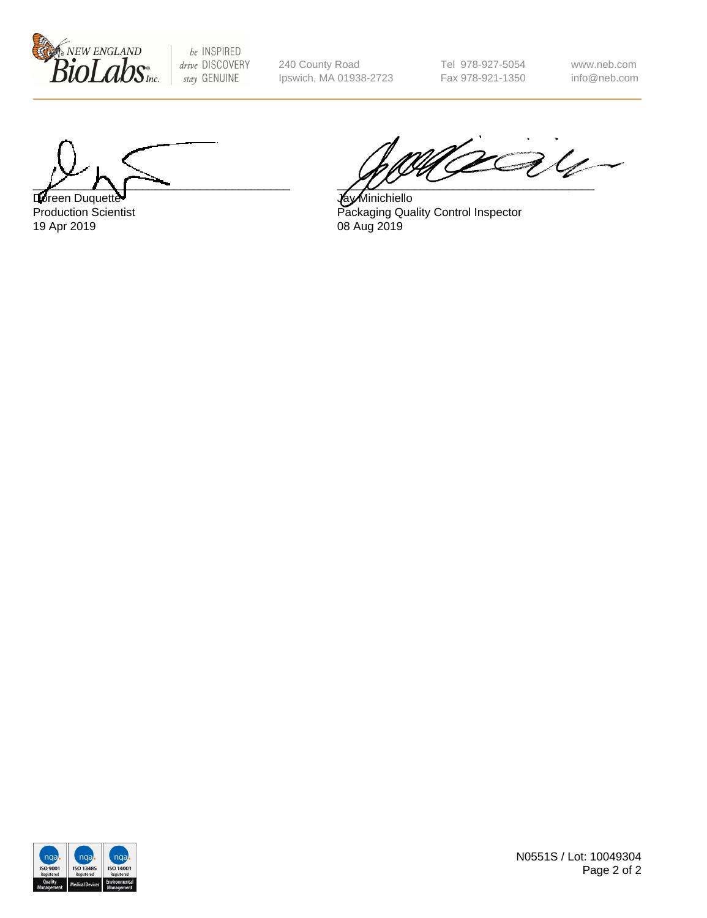Doreen Duquette
Production Scientist
19 Apr 2019

Jay Minichiello
Packaging Quality Control Inspector
08 Aug 2019

N0551S / Lot: 10049304